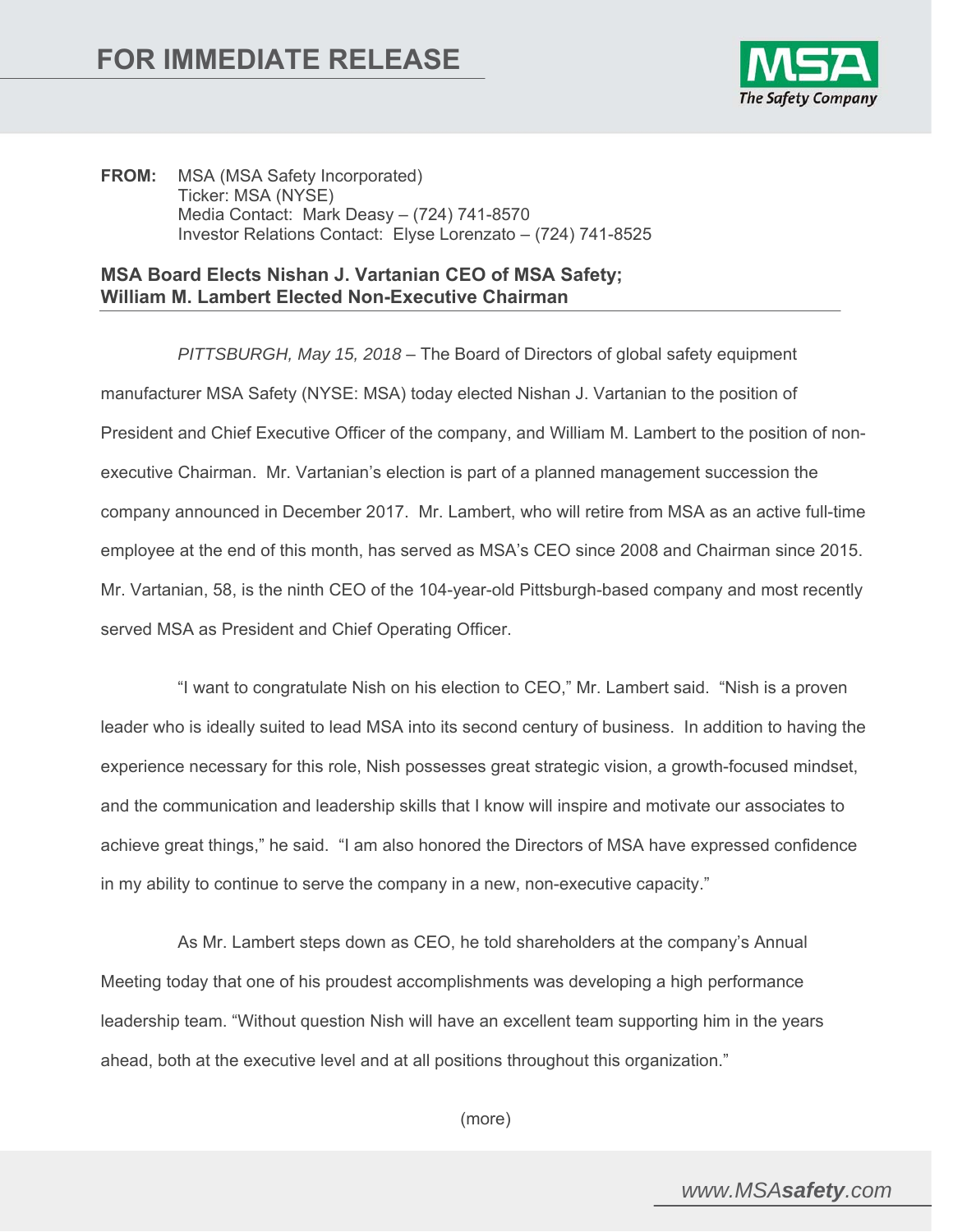# FOR IMMEDIATE RELEASE

**FROM:** MSA (MSA Safety Incorporated)
Ticker: MSA (NYSE)
Media Contact: Mark Deasy – (724) 741-8570
Investor Relations Contact: Elyse Lorenzato – (724) 741-8525

## MSA Board Elects Nishan J. Vartanian CEO of MSA Safety; William M. Lambert Elected Non-Executive Chairman

*PITTSBURGH, May 15, 2018* – The Board of Directors of global safety equipment manufacturer MSA Safety (NYSE: MSA) today elected Nishan J. Vartanian to the position of President and Chief Executive Officer of the company, and William M. Lambert to the position of non-executive Chairman. Mr. Vartanian's election is part of a planned management succession the company announced in December 2017. Mr. Lambert, who will retire from MSA as an active full-time employee at the end of this month, has served as MSA's CEO since 2008 and Chairman since 2015. Mr. Vartanian, 58, is the ninth CEO of the 104-year-old Pittsburgh-based company and most recently served MSA as President and Chief Operating Officer.

"I want to congratulate Nish on his election to CEO," Mr. Lambert said. "Nish is a proven leader who is ideally suited to lead MSA into its second century of business. In addition to having the experience necessary for this role, Nish possesses great strategic vision, a growth-focused mindset, and the communication and leadership skills that I know will inspire and motivate our associates to achieve great things," he said. "I am also honored the Directors of MSA have expressed confidence in my ability to continue to serve the company in a new, non-executive capacity."

As Mr. Lambert steps down as CEO, he told shareholders at the company's Annual Meeting today that one of his proudest accomplishments was developing a high performance leadership team. "Without question Nish will have an excellent team supporting him in the years ahead, both at the executive level and at all positions throughout this organization."

(more)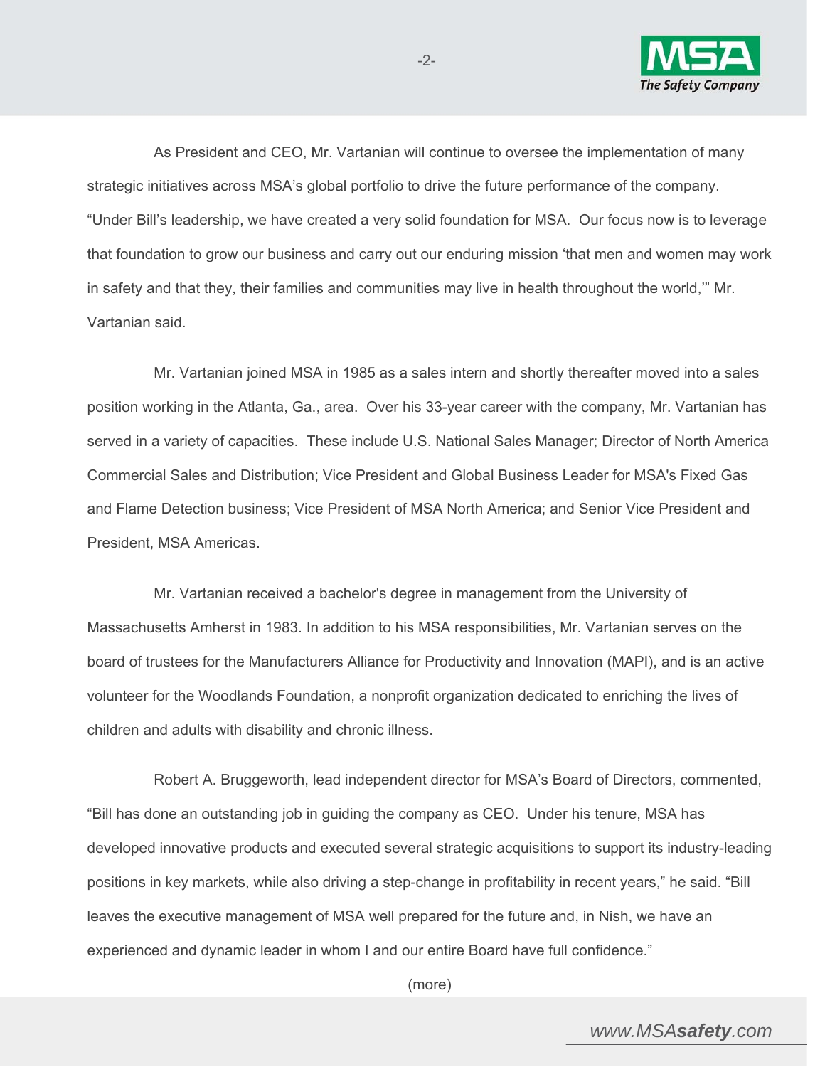As President and CEO, Mr. Vartanian will continue to oversee the implementation of many strategic initiatives across MSA's global portfolio to drive the future performance of the company. "Under Bill's leadership, we have created a very solid foundation for MSA. Our focus now is to leverage that foundation to grow our business and carry out our enduring mission 'that men and women may work in safety and that they, their families and communities may live in health throughout the world,'" Mr. Vartanian said.

Mr. Vartanian joined MSA in 1985 as a sales intern and shortly thereafter moved into a sales position working in the Atlanta, Ga., area. Over his 33-year career with the company, Mr. Vartanian has served in a variety of capacities. These include U.S. National Sales Manager; Director of North America Commercial Sales and Distribution; Vice President and Global Business Leader for MSA's Fixed Gas and Flame Detection business; Vice President of MSA North America; and Senior Vice President and President, MSA Americas.

Mr. Vartanian received a bachelor's degree in management from the University of Massachusetts Amherst in 1983. In addition to his MSA responsibilities, Mr. Vartanian serves on the board of trustees for the Manufacturers Alliance for Productivity and Innovation (MAPI), and is an active volunteer for the Woodlands Foundation, a nonprofit organization dedicated to enriching the lives of children and adults with disability and chronic illness.

Robert A. Bruggeworth, lead independent director for MSA's Board of Directors, commented, "Bill has done an outstanding job in guiding the company as CEO. Under his tenure, MSA has developed innovative products and executed several strategic acquisitions to support its industry-leading positions in key markets, while also driving a step-change in profitability in recent years," he said. "Bill leaves the executive management of MSA well prepared for the future and, in Nish, we have an experienced and dynamic leader in whom I and our entire Board have full confidence."

(more)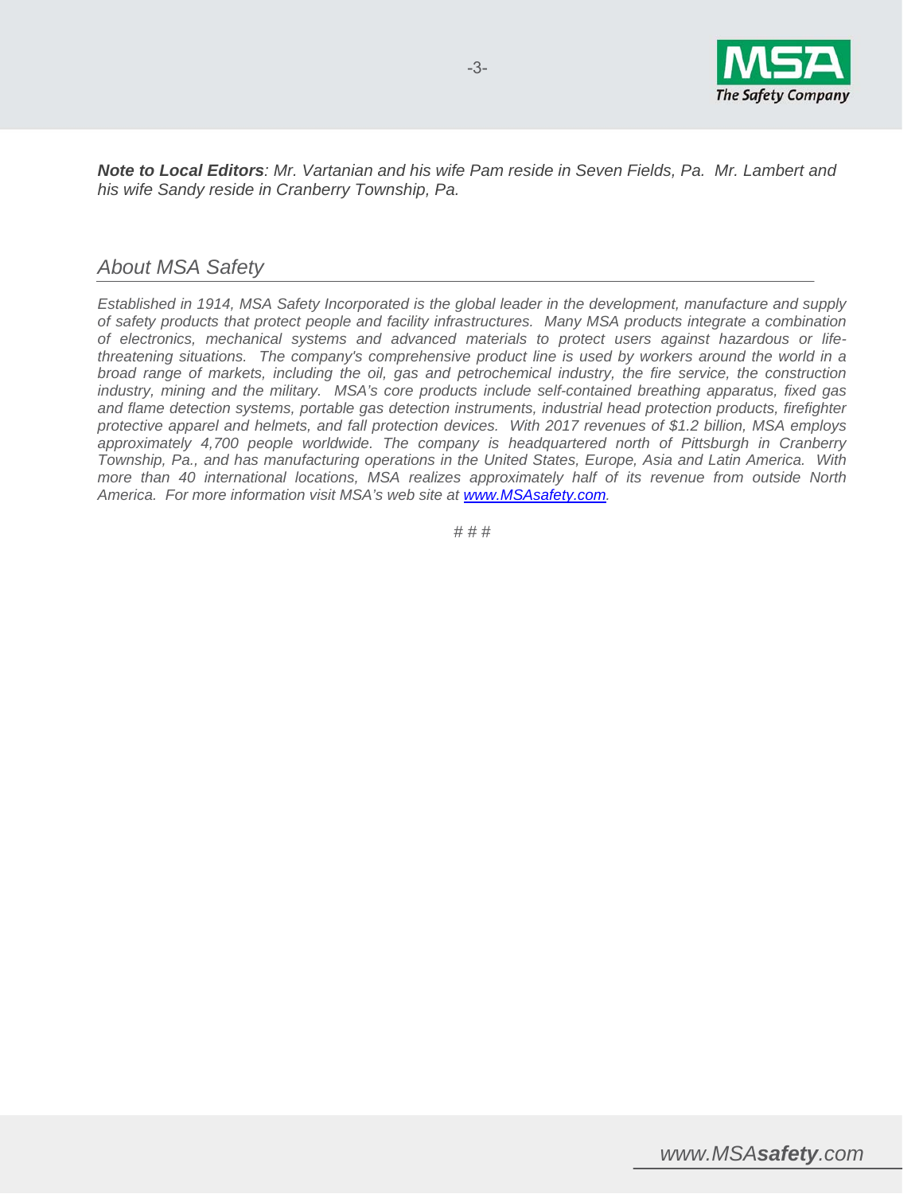***Note to Local Editors**: Mr. Vartanian and his wife Pam reside in Seven Fields, Pa. Mr. Lambert and his wife Sandy reside in Cranberry Township, Pa.*

## *About MSA Safety*

*Established in 1914, MSA Safety Incorporated is the global leader in the development, manufacture and supply of safety products that protect people and facility infrastructures. Many MSA products integrate a combination of electronics, mechanical systems and advanced materials to protect users against hazardous or life-threatening situations. The company's comprehensive product line is used by workers around the world in a broad range of markets, including the oil, gas and petrochemical industry, the fire service, the construction industry, mining and the military. MSA's core products include self-contained breathing apparatus, fixed gas and flame detection systems, portable gas detection instruments, industrial head protection products, firefighter protective apparel and helmets, and fall protection devices. With 2017 revenues of $1.2 billion, MSA employs approximately 4,700 people worldwide. The company is headquartered north of Pittsburgh in Cranberry Township, Pa., and has manufacturing operations in the United States, Europe, Asia and Latin America. With more than 40 international locations, MSA realizes approximately half of its revenue from outside North America. For more information visit MSA's web site at [www.MSAsafety.com](http://www.MSAsafety.com).*

# # #